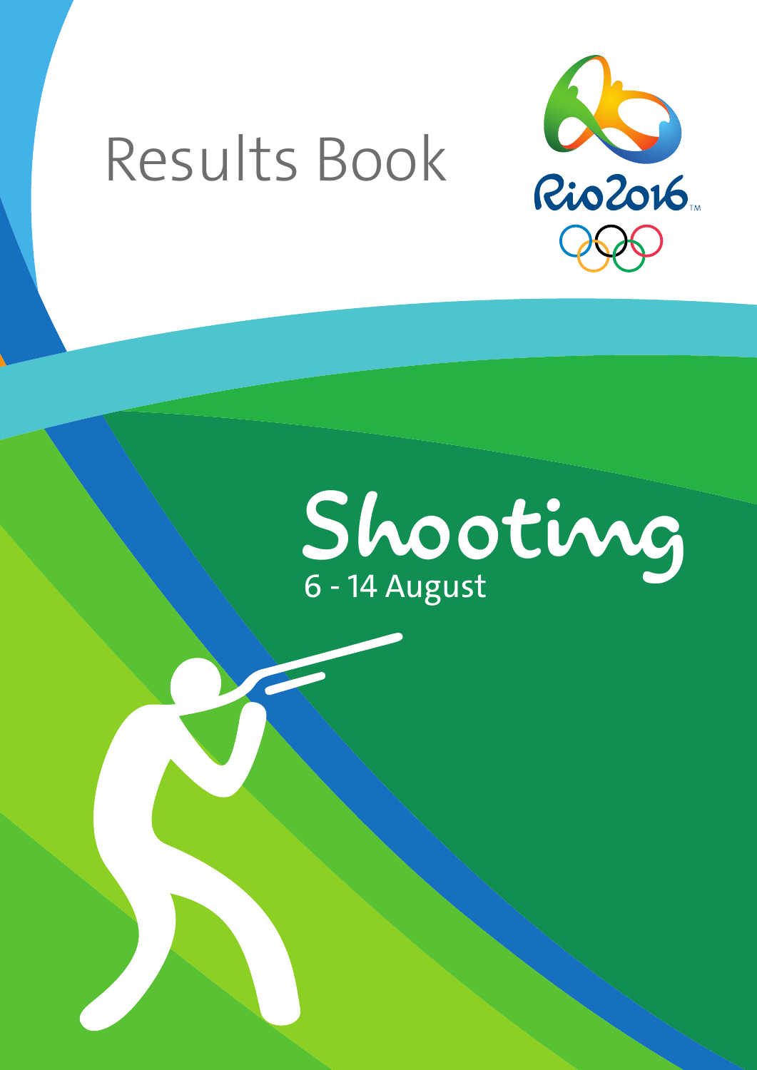# Results Book

Rio2016

# Shooting

6 - 14 August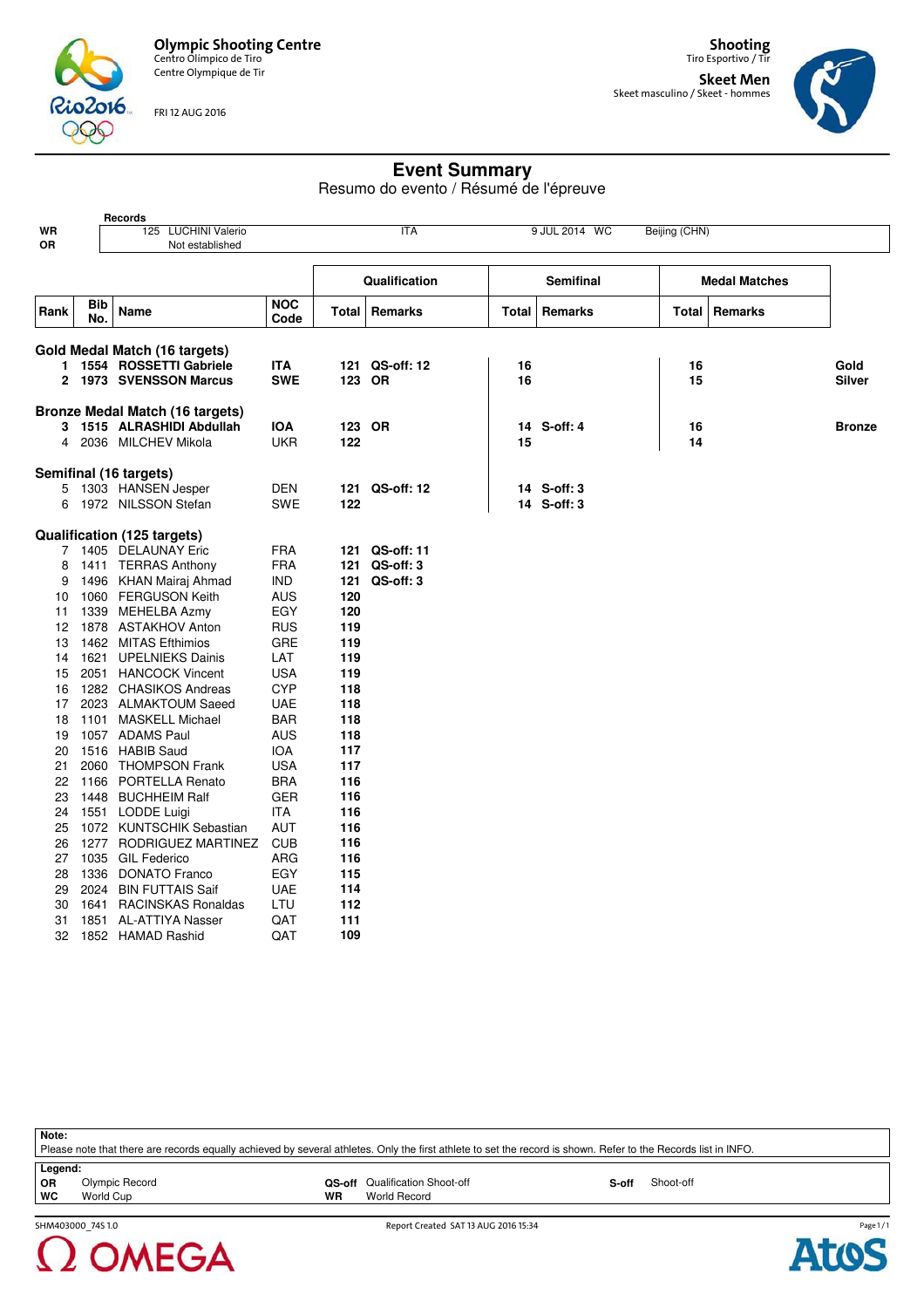**Olympic Shooting Centre**
Centro Olímpico de Tiro
Centre Olympique de Tir

FRI 12 AUG 2016

**Shooting**
Tiro Esportivo / Tir

**Skeet Men**
Skeet masculino / Skeet - hommes

# Event Summary

Resumo do evento / Résumé de l'épreuve

| | Records | | | |
|---|---|---|---|---|
| WR | 125 LUCHINI Valerio | ITA | 9 JUL 2014 WC | Beijing (CHN) |
| OR | Not established | | | |

| Rank | Bib No. | Name | NOC Code | Qualification Total | Qualification Remarks | Semifinal Total | Semifinal Remarks | Medal Matches Total | Medal Matches Remarks | |
|---|---|---|---|---|---|---|---|---|---|---|
| **Gold Medal Match (16 targets)** | | | | | | | | | | |
| **1** | **1554** | **ROSSETTI Gabriele** | **ITA** | **121** | **QS-off: 12** | **16** | | **16** | | **Gold** |
| **2** | **1973** | **SVENSSON Marcus** | **SWE** | **123** | **OR** | **16** | | **15** | | **Silver** |
| **Bronze Medal Match (16 targets)** | | | | | | | | | | |
| **3** | **1515** | **ALRASHIDI Abdullah** | **IOA** | **123** | **OR** | **14** | **S-off: 4** | **16** | | **Bronze** |
| 4 | 2036 | MILCHEV Mikola | UKR | **122** | | **15** | | **14** | | |
| **Semifinal (16 targets)** | | | | | | | | | | |
| 5 | 1303 | HANSEN Jesper | DEN | **121** | **QS-off: 12** | **14** | **S-off: 3** | | | |
| 6 | 1972 | NILSSON Stefan | SWE | **122** | | **14** | **S-off: 3** | | | |
| **Qualification (125 targets)** | | | | | | | | | | |
| 7 | 1405 | DELAUNAY Eric | FRA | **121** | **QS-off: 11** | | | | | |
| 8 | 1411 | TERRAS Anthony | FRA | **121** | **QS-off: 3** | | | | | |
| 9 | 1496 | KHAN Mairaj Ahmad | IND | **121** | **QS-off: 3** | | | | | |
| 10 | 1060 | FERGUSON Keith | AUS | **120** | | | | | | |
| 11 | 1339 | MEHELBA Azmy | EGY | **120** | | | | | | |
| 12 | 1878 | ASTAKHOV Anton | RUS | **119** | | | | | | |
| 13 | 1462 | MITAS Efthimios | GRE | **119** | | | | | | |
| 14 | 1621 | UPELNIEKS Dainis | LAT | **119** | | | | | | |
| 15 | 2051 | HANCOCK Vincent | USA | **119** | | | | | | |
| 16 | 1282 | CHASIKOS Andreas | CYP | **118** | | | | | | |
| 17 | 2023 | ALMAKTOUM Saeed | UAE | **118** | | | | | | |
| 18 | 1101 | MASKELL Michael | BAR | **118** | | | | | | |
| 19 | 1057 | ADAMS Paul | AUS | **118** | | | | | | |
| 20 | 1516 | HABIB Saud | IOA | **117** | | | | | | |
| 21 | 2060 | THOMPSON Frank | USA | **117** | | | | | | |
| 22 | 1166 | PORTELLA Renato | BRA | **116** | | | | | | |
| 23 | 1448 | BUCHHEIM Ralf | GER | **116** | | | | | | |
| 24 | 1551 | LODDE Luigi | ITA | **116** | | | | | | |
| 25 | 1072 | KUNTSCHIK Sebastian | AUT | **116** | | | | | | |
| 26 | 1277 | RODRIGUEZ MARTINEZ | CUB | **116** | | | | | | |
| 27 | 1035 | GIL Federico | ARG | **116** | | | | | | |
| 28 | 1336 | DONATO Franco | EGY | **115** | | | | | | |
| 29 | 2024 | BIN FUTTAIS Saif | UAE | **114** | | | | | | |
| 30 | 1641 | RACINSKAS Ronaldas | LTU | **112** | | | | | | |
| 31 | 1851 | AL-ATTIYA Nasser | QAT | **111** | | | | | | |
| 32 | 1852 | HAMAD Rashid | QAT | **109** | | | | | | |

**Note:**
Please note that there are records equally achieved by several athletes. Only the first athlete to set the record is shown. Refer to the Records list in INFO.

**Legend:**

| | | | | | |
|---|---|---|---|---|---|
| **OR** | Olympic Record | **QS-off** | Qualification Shoot-off | **S-off** | Shoot-off |
| **WC** | World Cup | **WR** | World Record | | |

SHM403000_74S 1.0 — Report Created SAT 13 AUG 2016 15:34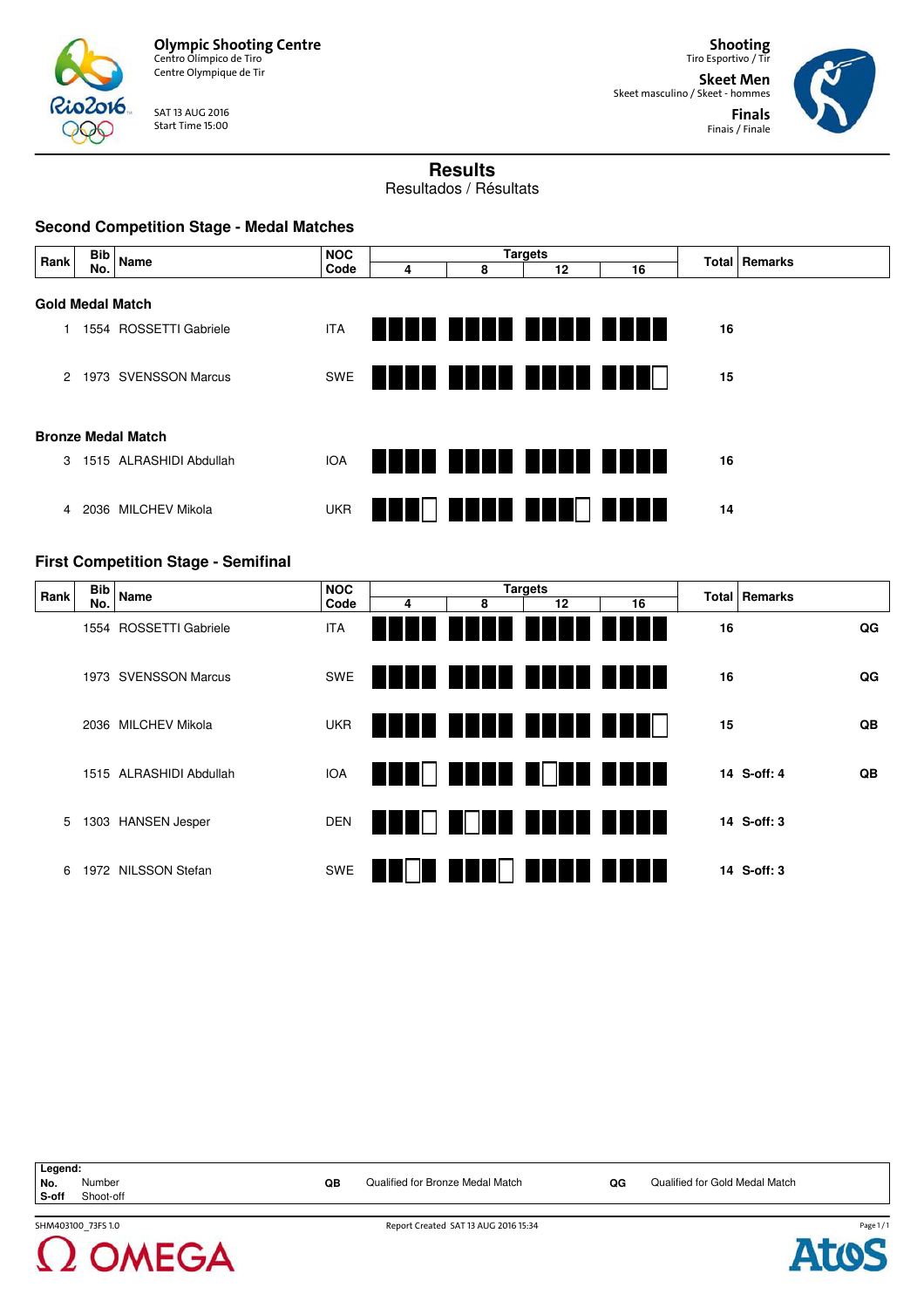Olympic Shooting Centre
Centro Olímpico de Tiro
Centre Olympique de Tir

SAT 13 AUG 2016
Start Time 15:00

**Shooting**
Tiro Esportivo / Tir

**Skeet Men**
Skeet masculino / Skeet - hommes

**Finals**
Finais / Finale

# Results

Resultados / Résultats

## Second Competition Stage - Medal Matches

| Rank | Bib No. | Name | NOC Code | Targets 1-4 | Targets 5-8 | Targets 9-12 | Targets 13-16 | Total | Remarks |
|---|---|---|---|---|---|---|---|---|---|
| **Gold Medal Match** | | | | | | | | | |
| 1 | 1554 | ROSSETTI Gabriele | ITA | ■■■■ | ■■■■ | ■■■■ | ■■■■ | **16** | |
| 2 | 1973 | SVENSSON Marcus | SWE | ■■■■ | ■■■■ | ■■■■ | ■■■□ | **15** | |
| **Bronze Medal Match** | | | | | | | | | |
| 3 | 1515 | ALRASHIDI Abdullah | IOA | ■■■■ | ■■■■ | ■■■■ | ■■■■ | **16** | |
| 4 | 2036 | MILCHEV Mikola | UKR | ■■■□ | ■■■■ | ■■■□ | ■■■■ | **14** | |

## First Competition Stage - Semifinal

| Rank | Bib No. | Name | NOC Code | Targets 1-4 | Targets 5-8 | Targets 9-12 | Targets 13-16 | Total | Remarks |
|---|---|---|---|---|---|---|---|---|---|
| | 1554 | ROSSETTI Gabriele | ITA | ■■■■ | ■■■■ | ■■■■ | ■■■■ | **16** | **QG** |
| | 1973 | SVENSSON Marcus | SWE | ■■■■ | ■■■■ | ■■■■ | ■■■■ | **16** | **QG** |
| | 2036 | MILCHEV Mikola | UKR | ■■■■ | ■■■■ | ■■■■ | ■■■□ | **15** | **QB** |
| | 1515 | ALRASHIDI Abdullah | IOA | ■■■□ | ■■■■ | ■□■■ | ■■■■ | **14 S-off: 4** | **QB** |
| 5 | 1303 | HANSEN Jesper | DEN | ■■■□ | ■□■■ | ■■■■ | ■■■■ | **14 S-off: 3** | |
| 6 | 1972 | NILSSON Stefan | SWE | ■■□■ | ■■■□ | ■■■■ | ■■■■ | **14 S-off: 3** | |

**Legend:**

| | | | | | |
|---|---|---|---|---|---|
| **No.** | Number | **QB** | Qualified for Bronze Medal Match | **QG** | Qualified for Gold Medal Match |
| **S-off** | Shoot-off | | | | |

SHM403100_73FS 1.0 Report Created SAT 13 AUG 2016 15:34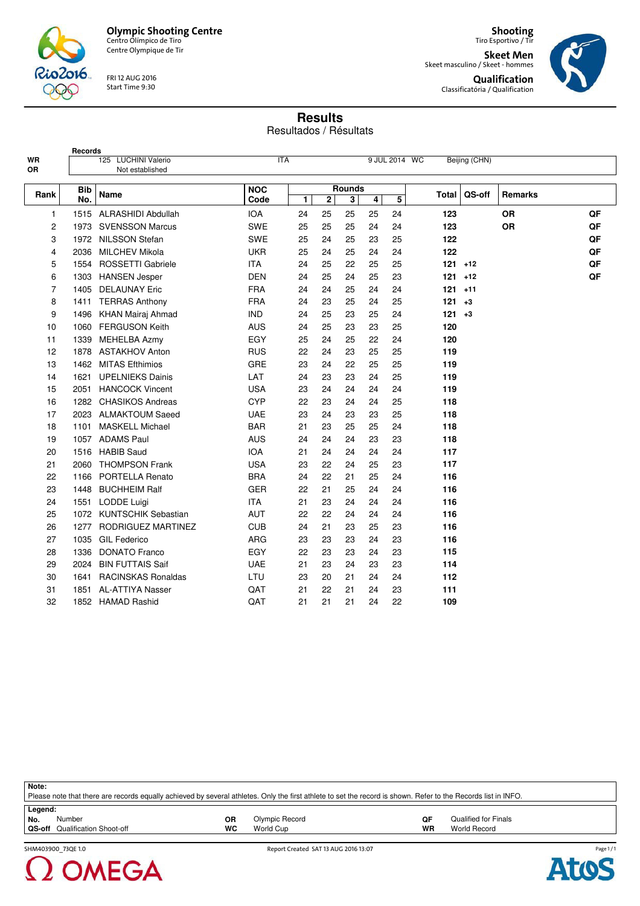**Olympic Shooting Centre**
Centro Olímpico de Tiro
Centre Olympique de Tir

FRI 12 AUG 2016
Start Time 9:30

**Shooting**
Tiro Esportivo / Tir

**Skeet Men**
Skeet masculino / Skeet - hommes

**Qualification**
Classificatória / Qualification

# Results

Resultados / Résultats

**Records**

| | | | | | |
|---|---|---|---|---|---|
| WR | 125 LUCHINI Valerio | ITA | 9 JUL 2014 | WC | Beijing (CHN) |
| OR | Not established | | | | |

| Rank | Bib No. | Name | NOC Code | Rounds 1 | 2 | 3 | 4 | 5 | Total | QS-off | Remarks | |
|---|---|---|---|---|---|---|---|---|---|---|---|---|
| 1 | 1515 | ALRASHIDI Abdullah | IOA | 24 | 25 | 25 | 25 | 24 | 123 | | OR | QF |
| 2 | 1973 | SVENSSON Marcus | SWE | 25 | 25 | 25 | 24 | 24 | 123 | | OR | QF |
| 3 | 1972 | NILSSON Stefan | SWE | 25 | 24 | 25 | 23 | 25 | 122 | | | QF |
| 4 | 2036 | MILCHEV Mikola | UKR | 25 | 24 | 25 | 24 | 24 | 122 | | | QF |
| 5 | 1554 | ROSSETTI Gabriele | ITA | 24 | 25 | 22 | 25 | 25 | 121 | +12 | | QF |
| 6 | 1303 | HANSEN Jesper | DEN | 24 | 25 | 24 | 25 | 23 | 121 | +12 | | QF |
| 7 | 1405 | DELAUNAY Eric | FRA | 24 | 24 | 25 | 24 | 24 | 121 | +11 | | |
| 8 | 1411 | TERRAS Anthony | FRA | 24 | 23 | 25 | 24 | 25 | 121 | +3 | | |
| 9 | 1496 | KHAN Mairaj Ahmad | IND | 24 | 25 | 23 | 25 | 24 | 121 | +3 | | |
| 10 | 1060 | FERGUSON Keith | AUS | 24 | 25 | 23 | 23 | 25 | 120 | | | |
| 11 | 1339 | MEHELBA Azmy | EGY | 25 | 24 | 25 | 22 | 24 | 120 | | | |
| 12 | 1878 | ASTAKHOV Anton | RUS | 22 | 24 | 23 | 25 | 25 | 119 | | | |
| 13 | 1462 | MITAS Efthimios | GRE | 23 | 24 | 22 | 25 | 25 | 119 | | | |
| 14 | 1621 | UPELNIEKS Dainis | LAT | 24 | 23 | 23 | 24 | 25 | 119 | | | |
| 15 | 2051 | HANCOCK Vincent | USA | 23 | 24 | 24 | 24 | 24 | 119 | | | |
| 16 | 1282 | CHASIKOS Andreas | CYP | 22 | 23 | 24 | 24 | 25 | 118 | | | |
| 17 | 2023 | ALMAKTOUM Saeed | UAE | 23 | 24 | 23 | 23 | 25 | 118 | | | |
| 18 | 1101 | MASKELL Michael | BAR | 21 | 23 | 25 | 25 | 24 | 118 | | | |
| 19 | 1057 | ADAMS Paul | AUS | 24 | 24 | 24 | 23 | 23 | 118 | | | |
| 20 | 1516 | HABIB Saud | IOA | 21 | 24 | 24 | 24 | 24 | 117 | | | |
| 21 | 2060 | THOMPSON Frank | USA | 23 | 22 | 24 | 25 | 23 | 117 | | | |
| 22 | 1166 | PORTELLA Renato | BRA | 24 | 22 | 21 | 25 | 24 | 116 | | | |
| 23 | 1448 | BUCHHEIM Ralf | GER | 22 | 21 | 25 | 24 | 24 | 116 | | | |
| 24 | 1551 | LODDE Luigi | ITA | 21 | 23 | 24 | 24 | 24 | 116 | | | |
| 25 | 1072 | KUNTSCHIK Sebastian | AUT | 22 | 22 | 24 | 24 | 24 | 116 | | | |
| 26 | 1277 | RODRIGUEZ MARTINEZ | CUB | 24 | 21 | 23 | 25 | 23 | 116 | | | |
| 27 | 1035 | GIL Federico | ARG | 23 | 23 | 23 | 24 | 23 | 116 | | | |
| 28 | 1336 | DONATO Franco | EGY | 22 | 23 | 23 | 24 | 23 | 115 | | | |
| 29 | 2024 | BIN FUTTAIS Saif | UAE | 21 | 23 | 24 | 23 | 23 | 114 | | | |
| 30 | 1641 | RACINSKAS Ronaldas | LTU | 23 | 20 | 21 | 24 | 24 | 112 | | | |
| 31 | 1851 | AL-ATTIYA Nasser | QAT | 21 | 22 | 21 | 24 | 23 | 111 | | | |
| 32 | 1852 | HAMAD Rashid | QAT | 21 | 21 | 21 | 24 | 22 | 109 | | | |

**Note:**
Please note that there are records equally achieved by several athletes. Only the first athlete to set the record is shown. Refer to the Records list in INFO.

**Legend:**

| | | | | | |
|---|---|---|---|---|---|
| **No.** | Number | **OR** | Olympic Record | **QF** | Qualified for Finals |
| **QS-off** | Qualification Shoot-off | **WC** | World Cup | **WR** | World Record |

SHM403900_73QE 1.0 — Report Created SAT 13 AUG 2016 13:07